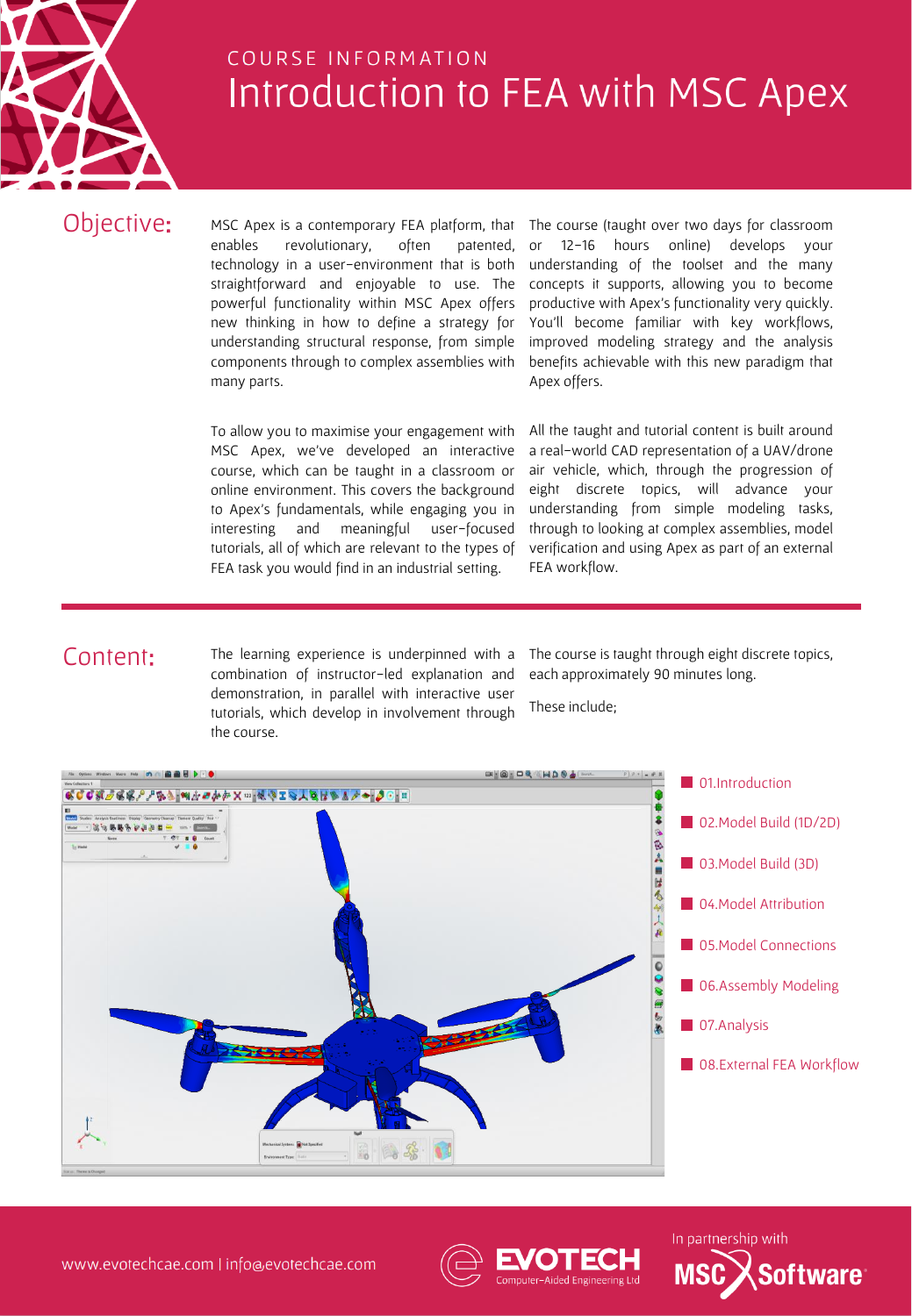COURSE INFORMATION

# Introduction to FEA with MSC Apex

## Objective:

MSC Apex is a contemporary FEA platform, that enables revolutionary, often patented, technology in a user-environment that is both straightforward and enjoyable to use. The powerful functionality within MSC Apex offers new thinking in how to define a strategy for understanding structural response, from simple components through to complex assemblies with many parts.

The course (taught over two days for classroom or 12-16 hours online) develops your understanding of the toolset and the many concepts it supports, allowing you to become productive with Apex's functionality very quickly. You'll become familiar with key workflows, improved modeling strategy and the analysis benefits achievable with this new paradigm that Apex offers.

To allow you to maximise your engagement with MSC Apex, we've developed an interactive course, which can be taught in a classroom or online environment. This covers the background to Apex's fundamentals, while engaging you in interesting and meaningful user-focused tutorials, all of which are relevant to the types of FEA task you would find in an industrial setting.

All the taught and tutorial content is built around a real-world CAD representation of a UAV/drone air vehicle, which, through the progression of eight discrete topics, will advance your understanding from simple modeling tasks, through to looking at complex assemblies, model verification and using Apex as part of an external FEA workflow.

## Content:

The learning experience is underpinned with a combination of instructor-led explanation and demonstration, in parallel with interactive user tutorials, which develop in involvement through the course.

The course is taught through eight discrete topics, each approximately 90 minutes long.

These include;

- 01.Introduction
- 02.Model Build (1D/2D)
- 03.Model Build (3D)
- 04.Model Attribution
- 05.Model Connections
- 06.Assembly Modeling
- 07.Analysis
- 08.External FEA Workflow

www.evotechcae.com | info@evotechcae.com

EVOTECH Computer-Aided Engineering Ltd

In partnership with MSC Software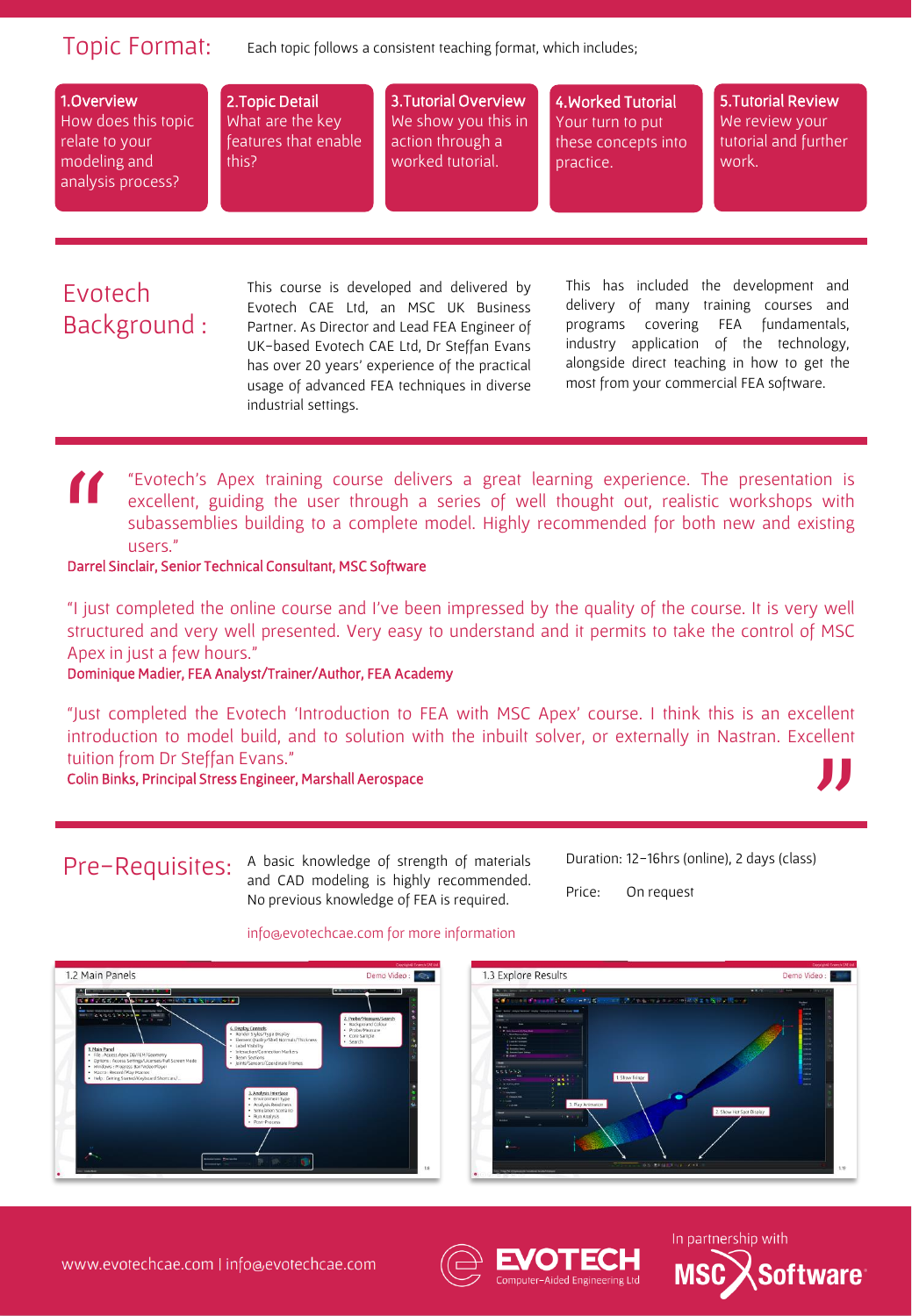## Topic Format:

Each topic follows a consistent teaching format, which includes;

**1.Overview**
How does this topic relate to your modeling and analysis process?

**2.Topic Detail**
What are the key features that enable this?

**3.Tutorial Overview**
We show you this in action through a worked tutorial.

**4.Worked Tutorial**
Your turn to put these concepts into practice.

**5.Tutorial Review**
We review your tutorial and further work.

## Evotech Background :

This course is developed and delivered by Evotech CAE Ltd, an MSC UK Business Partner. As Director and Lead FEA Engineer of UK-based Evotech CAE Ltd, Dr Steffan Evans has over 20 years' experience of the practical usage of advanced FEA techniques in diverse industrial settings.

This has included the development and delivery of many training courses and programs covering FEA fundamentals, industry application of the technology, alongside direct teaching in how to get the most from your commercial FEA software.

"Evotech's Apex training course delivers a great learning experience. The presentation is excellent, guiding the user through a series of well thought out, realistic workshops with subassemblies building to a complete model. Highly recommended for both new and existing users."

**Darrel Sinclair, Senior Technical Consultant, MSC Software**

"I just completed the online course and I've been impressed by the quality of the course. It is very well structured and very well presented. Very easy to understand and it permits to take the control of MSC Apex in just a few hours."

**Dominique Madier, FEA Analyst/Trainer/Author, FEA Academy**

"Just completed the Evotech 'Introduction to FEA with MSC Apex' course. I think this is an excellent introduction to model build, and to solution with the inbuilt solver, or externally in Nastran. Excellent tuition from Dr Steffan Evans."

**Colin Binks, Principal Stress Engineer, Marshall Aerospace**

## Pre-Requisites:

A basic knowledge of strength of materials and CAD modeling is highly recommended. No previous knowledge of FEA is required.

Duration: 12-16hrs (online), 2 days (class)

Price: On request

info@evotechcae.com for more information

1.2 Main Panels

1.3 Explore Results

www.evotechcae.com | info@evotechcae.com

EVOTECH Computer-Aided Engineering Ltd

In partnership with MSC Software